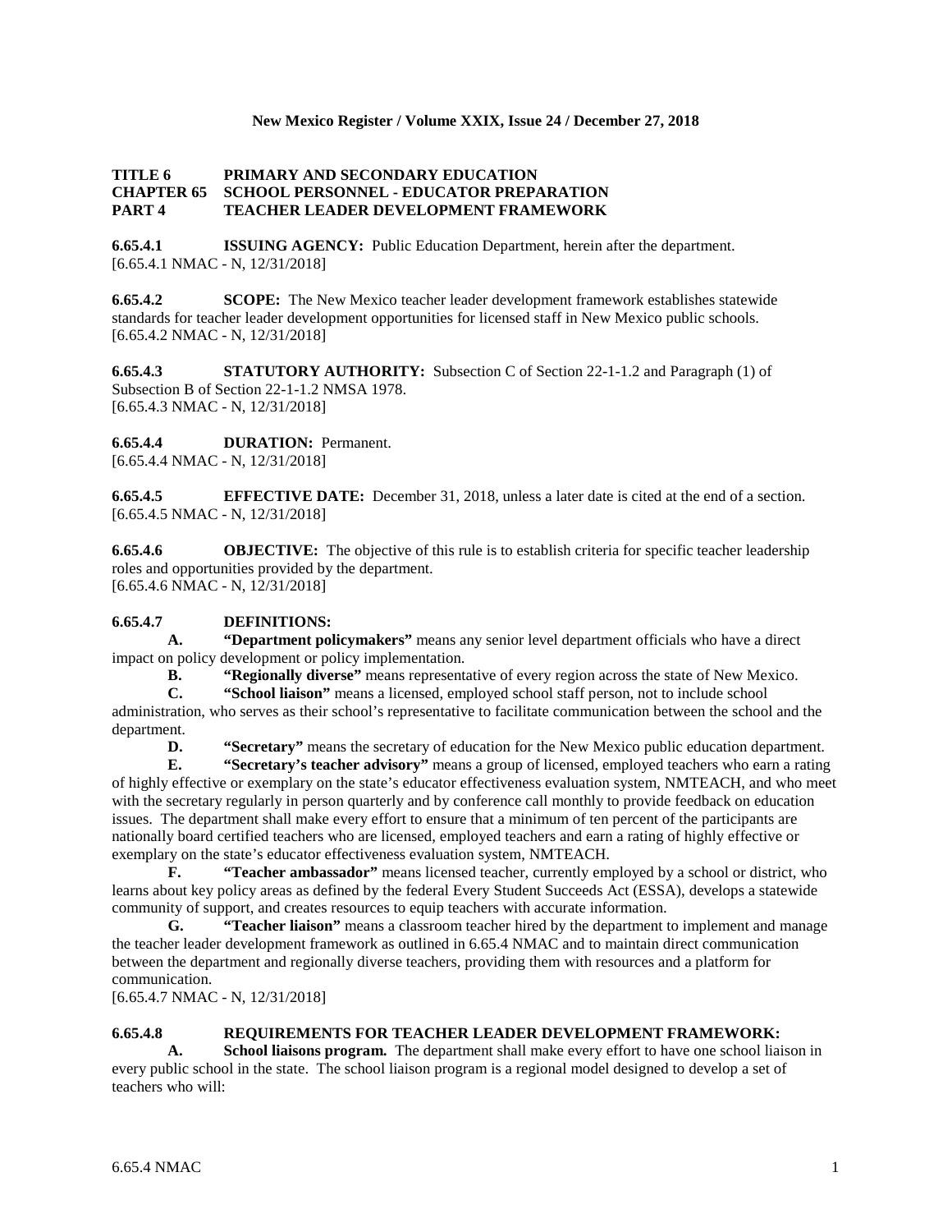**New Mexico Register / Volume XXIX, Issue 24 / December 27, 2018**

**TITLE 6 PRIMARY AND SECONDARY EDUCATION**
**CHAPTER 65 SCHOOL PERSONNEL - EDUCATOR PREPARATION**
**PART 4 TEACHER LEADER DEVELOPMENT FRAMEWORK**

**6.65.4.1 ISSUING AGENCY:** Public Education Department, herein after the department.
[6.65.4.1 NMAC - N, 12/31/2018]

**6.65.4.2 SCOPE:** The New Mexico teacher leader development framework establishes statewide standards for teacher leader development opportunities for licensed staff in New Mexico public schools.
[6.65.4.2 NMAC - N, 12/31/2018]

**6.65.4.3 STATUTORY AUTHORITY:** Subsection C of Section 22-1-1.2 and Paragraph (1) of Subsection B of Section 22-1-1.2 NMSA 1978.
[6.65.4.3 NMAC - N, 12/31/2018]

**6.65.4.4 DURATION:** Permanent.
[6.65.4.4 NMAC - N, 12/31/2018]

**6.65.4.5 EFFECTIVE DATE:** December 31, 2018, unless a later date is cited at the end of a section.
[6.65.4.5 NMAC - N, 12/31/2018]

**6.65.4.6 OBJECTIVE:** The objective of this rule is to establish criteria for specific teacher leadership roles and opportunities provided by the department.
[6.65.4.6 NMAC - N, 12/31/2018]

**6.65.4.7 DEFINITIONS:**

**A. "Department policymakers"** means any senior level department officials who have a direct impact on policy development or policy implementation.

**B. "Regionally diverse"** means representative of every region across the state of New Mexico.

**C. "School liaison"** means a licensed, employed school staff person, not to include school administration, who serves as their school's representative to facilitate communication between the school and the department.

**D. "Secretary"** means the secretary of education for the New Mexico public education department.

**E. "Secretary's teacher advisory"** means a group of licensed, employed teachers who earn a rating of highly effective or exemplary on the state's educator effectiveness evaluation system, NMTEACH, and who meet with the secretary regularly in person quarterly and by conference call monthly to provide feedback on education issues. The department shall make every effort to ensure that a minimum of ten percent of the participants are nationally board certified teachers who are licensed, employed teachers and earn a rating of highly effective or exemplary on the state's educator effectiveness evaluation system, NMTEACH.

**F. "Teacher ambassador"** means licensed teacher, currently employed by a school or district, who learns about key policy areas as defined by the federal Every Student Succeeds Act (ESSA), develops a statewide community of support, and creates resources to equip teachers with accurate information.

**G. "Teacher liaison"** means a classroom teacher hired by the department to implement and manage the teacher leader development framework as outlined in 6.65.4 NMAC and to maintain direct communication between the department and regionally diverse teachers, providing them with resources and a platform for communication.

[6.65.4.7 NMAC - N, 12/31/2018]

**6.65.4.8 REQUIREMENTS FOR TEACHER LEADER DEVELOPMENT FRAMEWORK:**

**A. School liaisons program.** The department shall make every effort to have one school liaison in every public school in the state. The school liaison program is a regional model designed to develop a set of teachers who will: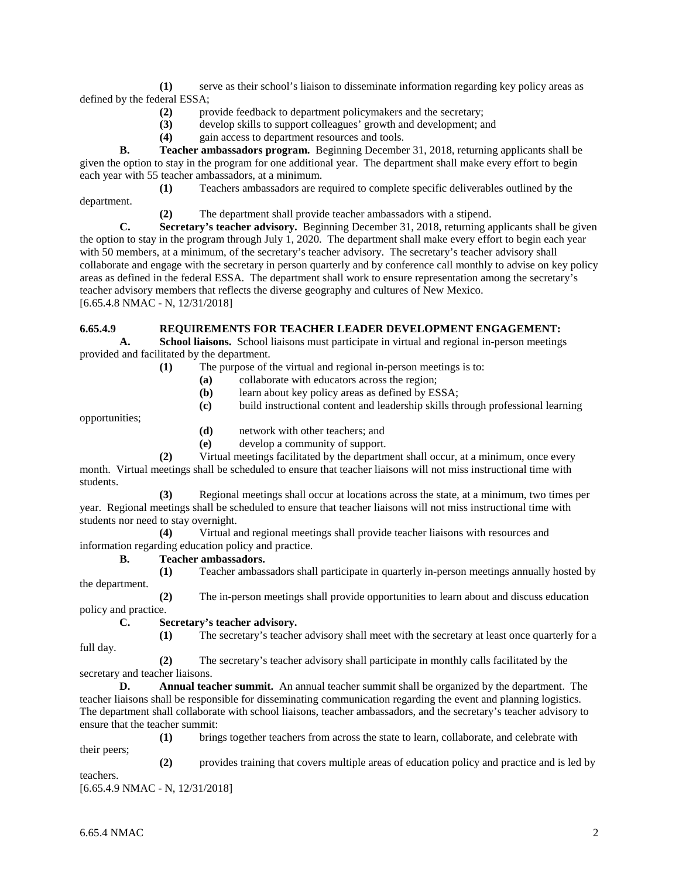**(1)** serve as their school's liaison to disseminate information regarding key policy areas as defined by the federal ESSA;

**(2)** provide feedback to department policymakers and the secretary;

**(3)** develop skills to support colleagues' growth and development; and

**(4)** gain access to department resources and tools.

**B. Teacher ambassadors program.** Beginning December 31, 2018, returning applicants shall be given the option to stay in the program for one additional year. The department shall make every effort to begin each year with 55 teacher ambassadors, at a minimum.

**(1)** Teachers ambassadors are required to complete specific deliverables outlined by the department.

**(2)** The department shall provide teacher ambassadors with a stipend.

**C. Secretary's teacher advisory.** Beginning December 31, 2018, returning applicants shall be given the option to stay in the program through July 1, 2020. The department shall make every effort to begin each year with 50 members, at a minimum, of the secretary's teacher advisory. The secretary's teacher advisory shall collaborate and engage with the secretary in person quarterly and by conference call monthly to advise on key policy areas as defined in the federal ESSA. The department shall work to ensure representation among the secretary's teacher advisory members that reflects the diverse geography and cultures of New Mexico.

[6.65.4.8 NMAC - N, 12/31/2018]

**6.65.4.9 REQUIREMENTS FOR TEACHER LEADER DEVELOPMENT ENGAGEMENT:**

**A. School liaisons.** School liaisons must participate in virtual and regional in-person meetings provided and facilitated by the department.

**(1)** The purpose of the virtual and regional in-person meetings is to:

**(a)** collaborate with educators across the region;

**(b)** learn about key policy areas as defined by ESSA;

**(c)** build instructional content and leadership skills through professional learning opportunities;

**(d)** network with other teachers; and

**(e)** develop a community of support.

**(2)** Virtual meetings facilitated by the department shall occur, at a minimum, once every month. Virtual meetings shall be scheduled to ensure that teacher liaisons will not miss instructional time with students.

**(3)** Regional meetings shall occur at locations across the state, at a minimum, two times per year. Regional meetings shall be scheduled to ensure that teacher liaisons will not miss instructional time with students nor need to stay overnight.

**(4)** Virtual and regional meetings shall provide teacher liaisons with resources and information regarding education policy and practice.

**B. Teacher ambassadors.**

**(1)** Teacher ambassadors shall participate in quarterly in-person meetings annually hosted by the department.

**(2)** The in-person meetings shall provide opportunities to learn about and discuss education policy and practice.

**C. Secretary's teacher advisory.**

**(1)** The secretary's teacher advisory shall meet with the secretary at least once quarterly for a full day.

**(2)** The secretary's teacher advisory shall participate in monthly calls facilitated by the secretary and teacher liaisons.

**D. Annual teacher summit.** An annual teacher summit shall be organized by the department. The teacher liaisons shall be responsible for disseminating communication regarding the event and planning logistics. The department shall collaborate with school liaisons, teacher ambassadors, and the secretary's teacher advisory to ensure that the teacher summit:

**(1)** brings together teachers from across the state to learn, collaborate, and celebrate with their peers;

**(2)** provides training that covers multiple areas of education policy and practice and is led by teachers.

[6.65.4.9 NMAC - N, 12/31/2018]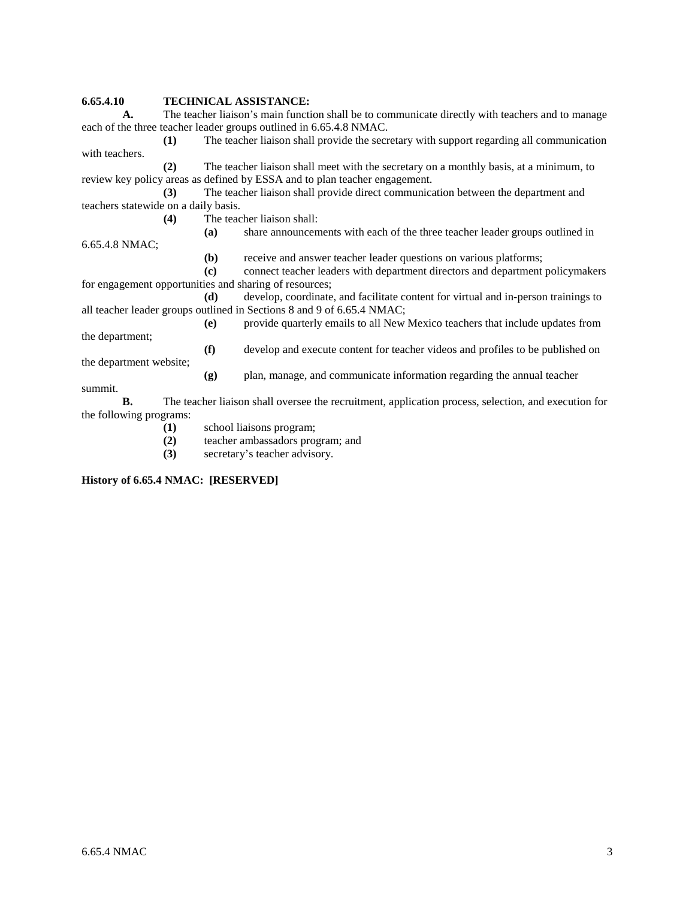**6.65.4.10 TECHNICAL ASSISTANCE:**

**A.** The teacher liaison's main function shall be to communicate directly with teachers and to manage each of the three teacher leader groups outlined in 6.65.4.8 NMAC.

**(1)** The teacher liaison shall provide the secretary with support regarding all communication with teachers.

**(2)** The teacher liaison shall meet with the secretary on a monthly basis, at a minimum, to review key policy areas as defined by ESSA and to plan teacher engagement.

**(3)** The teacher liaison shall provide direct communication between the department and teachers statewide on a daily basis.

**(4)** The teacher liaison shall:

**(a)** share announcements with each of the three teacher leader groups outlined in 6.65.4.8 NMAC;

**(b)** receive and answer teacher leader questions on various platforms;

**(c)** connect teacher leaders with department directors and department policymakers for engagement opportunities and sharing of resources;

**(d)** develop, coordinate, and facilitate content for virtual and in-person trainings to all teacher leader groups outlined in Sections 8 and 9 of 6.65.4 NMAC;

**(e)** provide quarterly emails to all New Mexico teachers that include updates from the department;

**(f)** develop and execute content for teacher videos and profiles to be published on the department website;

**(g)** plan, manage, and communicate information regarding the annual teacher summit.

**B.** The teacher liaison shall oversee the recruitment, application process, selection, and execution for the following programs:

**(1)** school liaisons program;

**(2)** teacher ambassadors program; and

**(3)** secretary's teacher advisory.

**History of 6.65.4 NMAC: [RESERVED]**